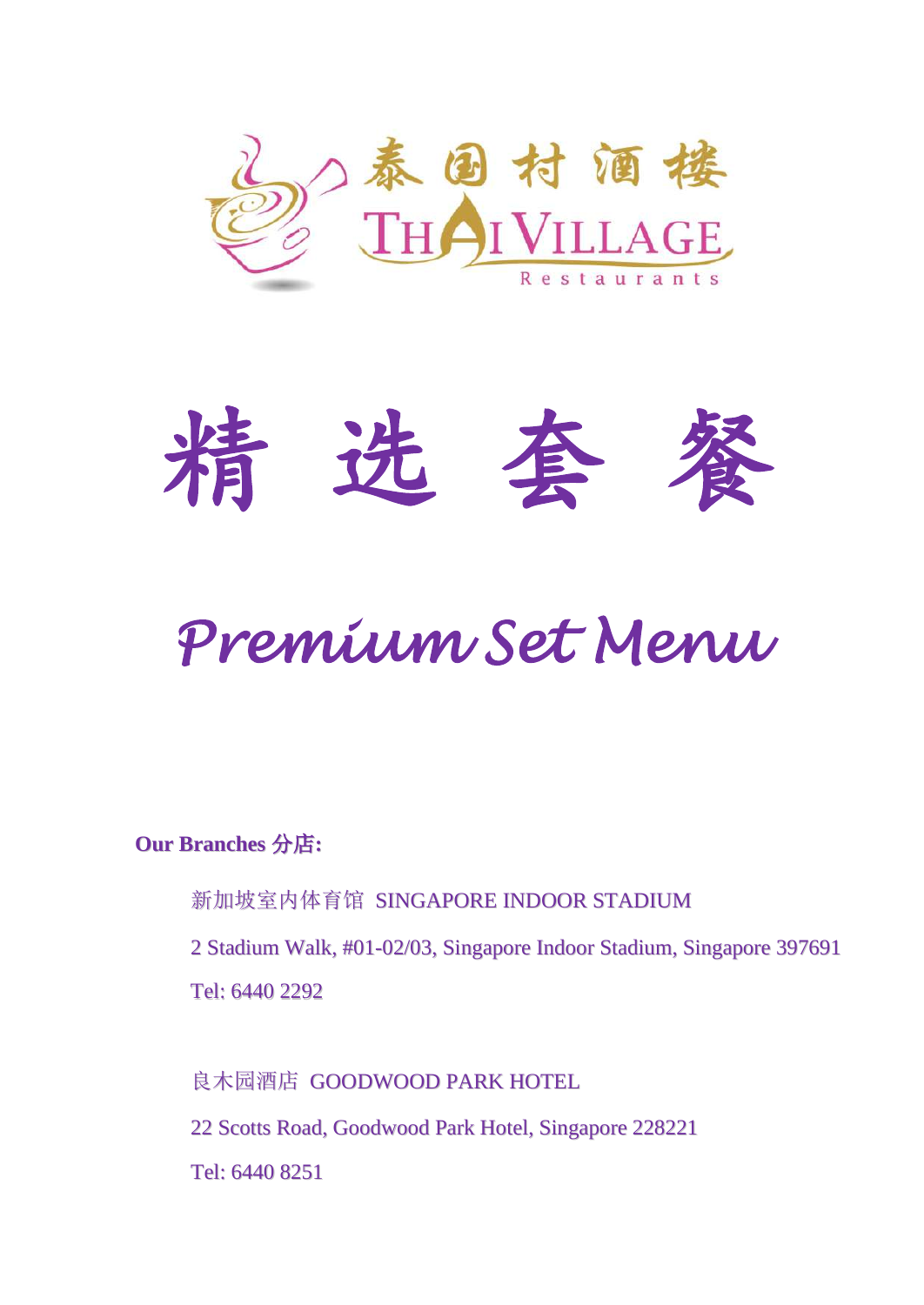泰国村酒楼

THAI VILLAGE

Restaurants

# 精 选 套 餐

# *Premium Set Menu*

**Our Branches 分店:**

新加坡室内体育馆 SINGAPORE INDOOR STADIUM

2 Stadium Walk, #01-02/03, Singapore Indoor Stadium, Singapore 397691

Tel: 6440 2292

良木园酒店 GOODWOOD PARK HOTEL

22 Scotts Road, Goodwood Park Hotel, Singapore 228221

Tel: 6440 8251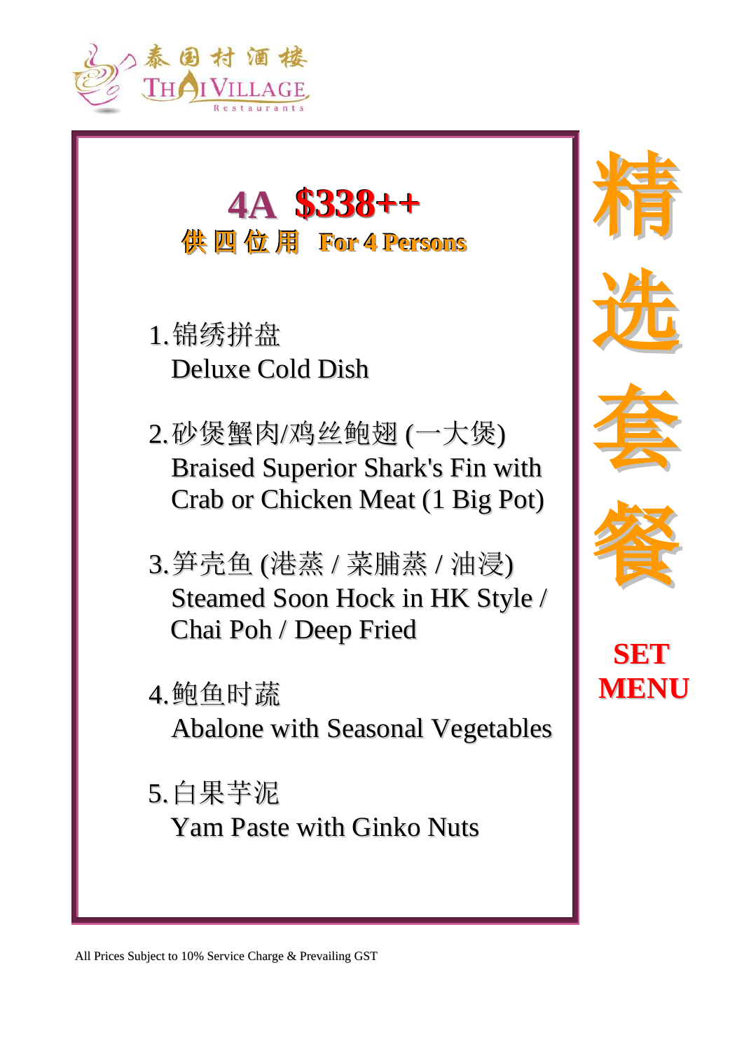泰国村酒楼
THAI VILLAGE
Restaurants

# 4A $338++

## 供四位用 For 4 Persons

1. 锦绣拼盘
   Deluxe Cold Dish

2. 砂煲蟹肉/鸡丝鲍翅 (一大煲)
   Braised Superior Shark's Fin with Crab or Chicken Meat (1 Big Pot)

3. 笋壳鱼 (港蒸 / 菜脯蒸 / 油浸)
   Steamed Soon Hock in HK Style / Chai Poh / Deep Fried

4. 鲍鱼时蔬
   Abalone with Seasonal Vegetables

5. 白果芋泥
   Yam Paste with Ginko Nuts

# 精选套餐

**SET MENU**

All Prices Subject to 10% Service Charge & Prevailing GST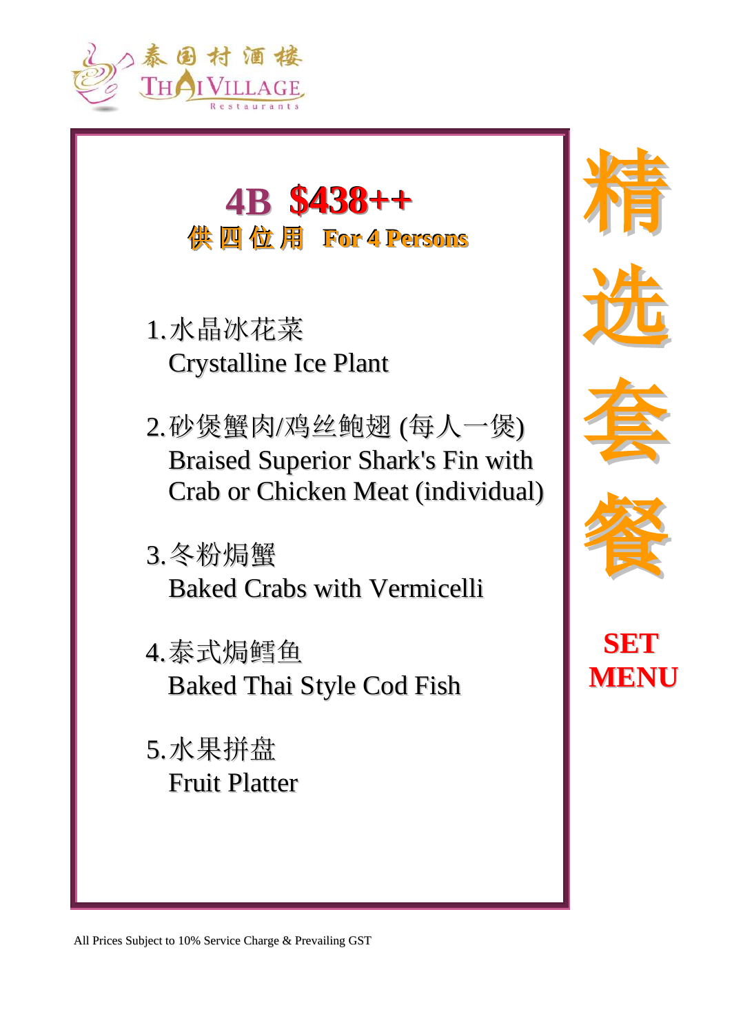泰国村酒楼
THAI VILLAGE
Restaurants

# 4B $438++

## 供四位用 For 4 Persons

1. 水晶冰花菜
   Crystalline Ice Plant

2. 砂煲蟹肉/鸡丝鲍翅 (每人一煲)
   Braised Superior Shark's Fin with
   Crab or Chicken Meat (individual)

3. 冬粉焗蟹
   Baked Crabs with Vermicelli

4. 泰式焗鳕鱼
   Baked Thai Style Cod Fish

5. 水果拼盘
   Fruit Platter

**精选套餐**

**SET MENU**

All Prices Subject to 10% Service Charge & Prevailing GST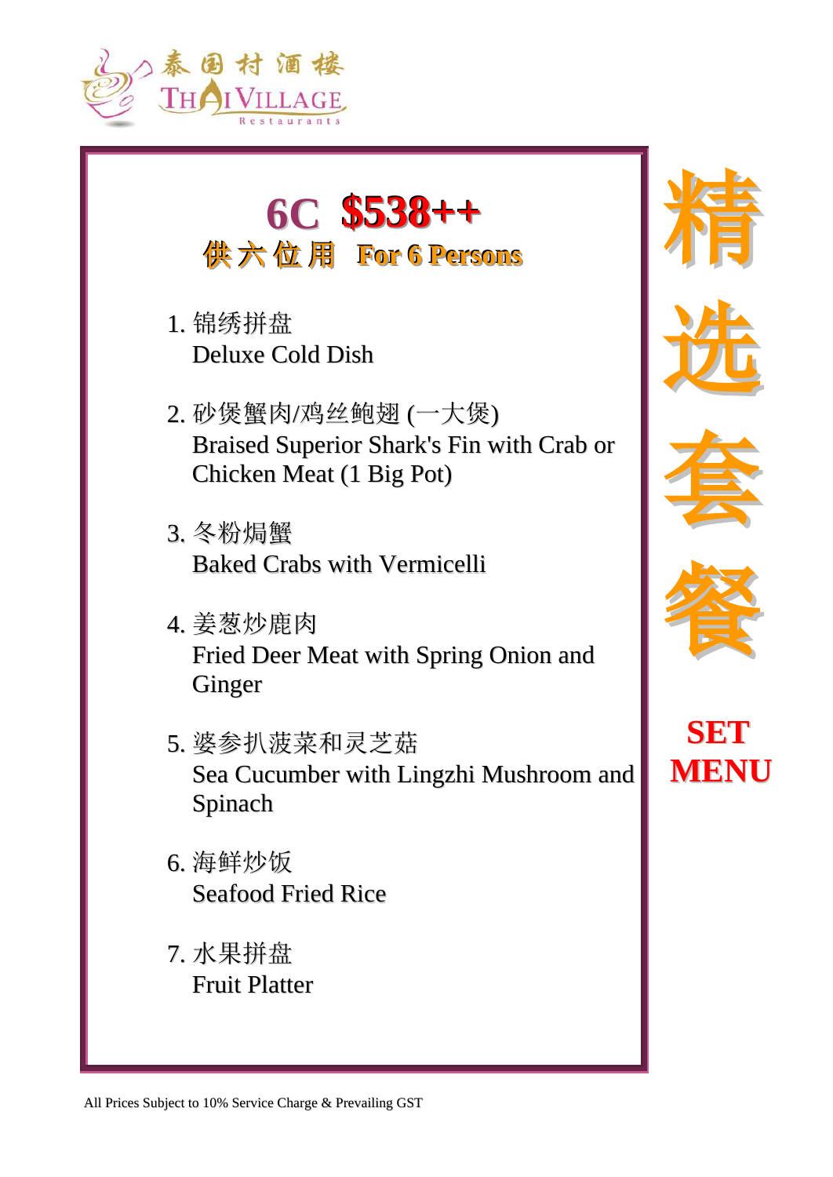泰国村酒楼
THAI VILLAGE
Restaurants

# 6C $538++

## 供六位用 For 6 Persons

1. 锦绣拼盘
   Deluxe Cold Dish

2. 砂煲蟹肉/鸡丝鲍翅 (一大煲)
   Braised Superior Shark's Fin with Crab or Chicken Meat (1 Big Pot)

3. 冬粉焗蟹
   Baked Crabs with Vermicelli

4. 姜葱炒鹿肉
   Fried Deer Meat with Spring Onion and Ginger

5. 婆参扒菠菜和灵芝菇
   Sea Cucumber with Lingzhi Mushroom and Spinach

6. 海鲜炒饭
   Seafood Fried Rice

7. 水果拼盘
   Fruit Platter

精选套餐

**SET MENU**

All Prices Subject to 10% Service Charge & Prevailing GST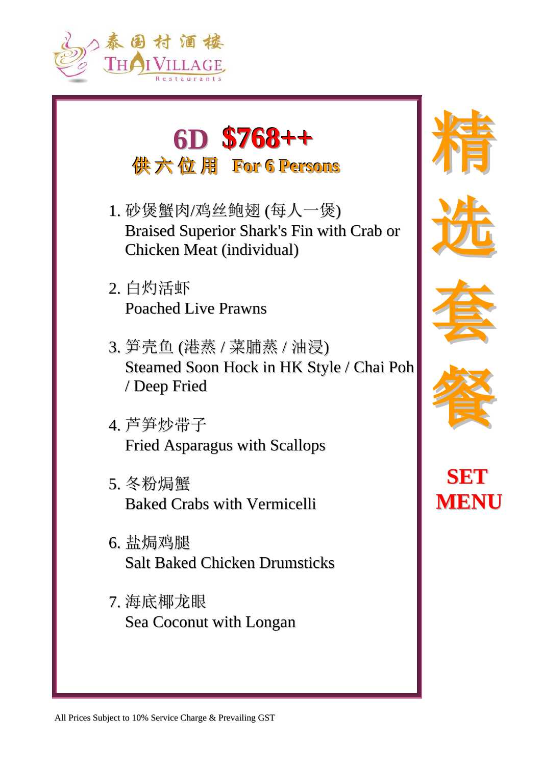泰国村酒楼
THAI VILLAGE
Restaurants

# 6D $768++

## 供六位用 For 6 Persons

1. 砂煲蟹肉/鸡丝鲍翅 (每人一煲)
   Braised Superior Shark's Fin with Crab or Chicken Meat (individual)

2. 白灼活虾
   Poached Live Prawns

3. 笋壳鱼 (港蒸 / 菜脯蒸 / 油浸)
   Steamed Soon Hock in HK Style / Chai Poh / Deep Fried

4. 芦笋炒带子
   Fried Asparagus with Scallops

5. 冬粉焗蟹
   Baked Crabs with Vermicelli

6. 盐焗鸡腿
   Salt Baked Chicken Drumsticks

7. 海底椰龙眼
   Sea Coconut with Longan

**精选套餐**

**SET MENU**

All Prices Subject to 10% Service Charge & Prevailing GST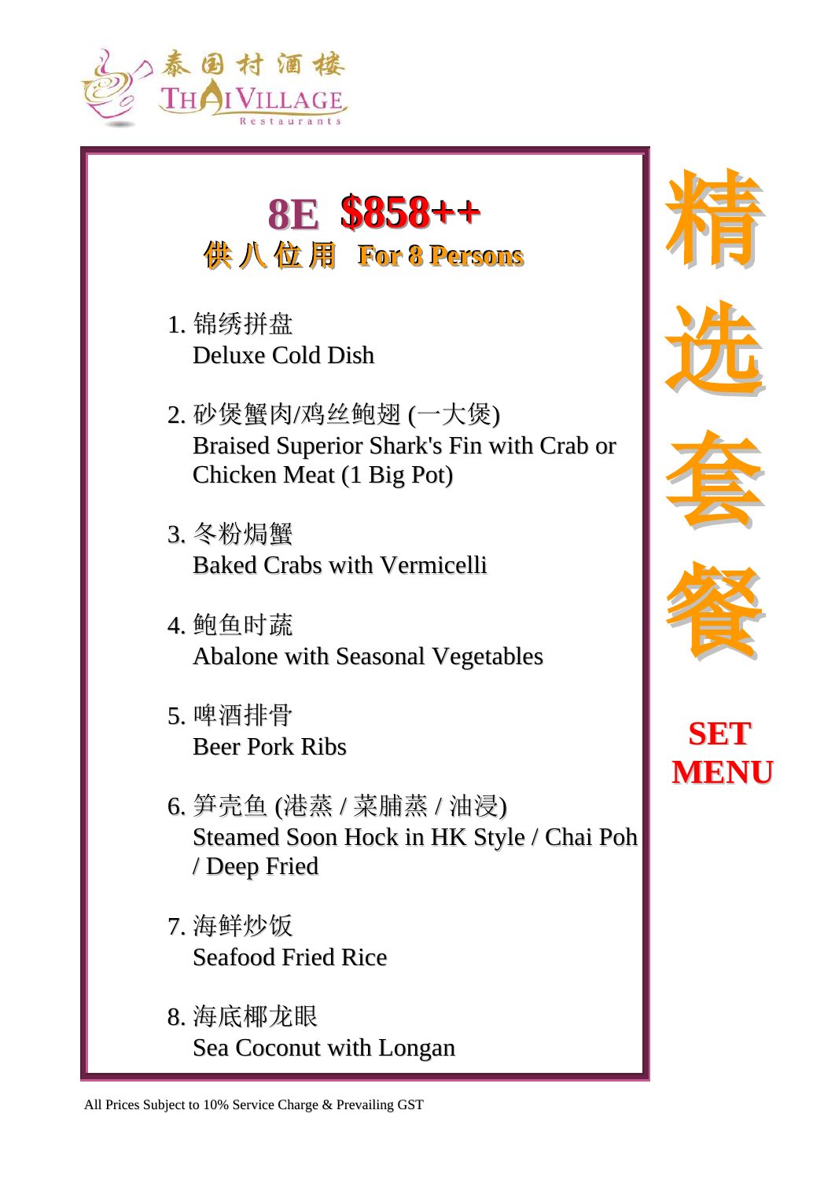泰国村酒楼
THAI VILLAGE
Restaurants

# 8E $858++

## 供八位用 For 8 Persons

1. 锦绣拼盘
   Deluxe Cold Dish

2. 砂煲蟹肉/鸡丝鲍翅 (一大煲)
   Braised Superior Shark's Fin with Crab or Chicken Meat (1 Big Pot)

3. 冬粉焗蟹
   Baked Crabs with Vermicelli

4. 鲍鱼时蔬
   Abalone with Seasonal Vegetables

5. 啤酒排骨
   Beer Pork Ribs

6. 笋壳鱼 (港蒸 / 菜脯蒸 / 油浸)
   Steamed Soon Hock in HK Style / Chai Poh / Deep Fried

7. 海鲜炒饭
   Seafood Fried Rice

8. 海底椰龙眼
   Sea Coconut with Longan

精选套餐

**SET MENU**

All Prices Subject to 10% Service Charge & Prevailing GST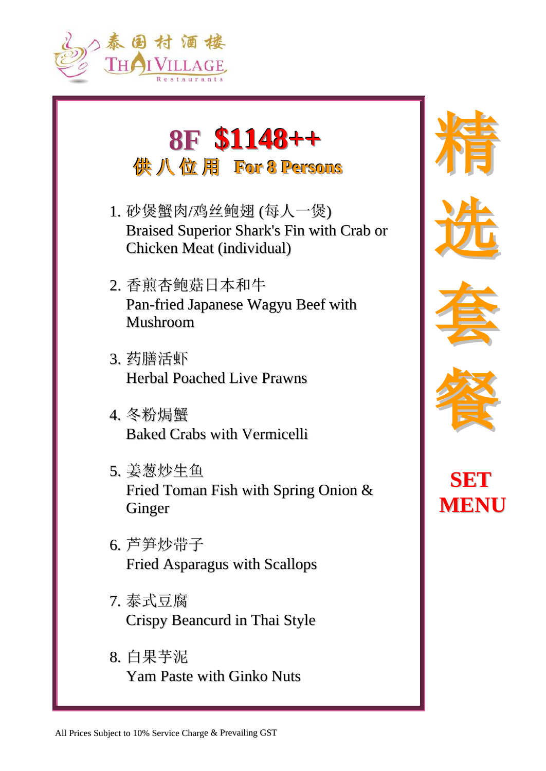泰国村酒楼
THAI VILLAGE
Restaurants

# 8F $1148++

## 供八位用 For 8 Persons

1. 砂煲蟹肉/鸡丝鲍翅 (每人一煲)
   Braised Superior Shark's Fin with Crab or Chicken Meat (individual)

2. 香煎杏鲍菇日本和牛
   Pan-fried Japanese Wagyu Beef with Mushroom

3. 药膳活虾
   Herbal Poached Live Prawns

4. 冬粉焗蟹
   Baked Crabs with Vermicelli

5. 姜葱炒生鱼
   Fried Toman Fish with Spring Onion & Ginger

6. 芦笋炒带子
   Fried Asparagus with Scallops

7. 泰式豆腐
   Crispy Beancurd in Thai Style

8. 白果芋泥
   Yam Paste with Ginko Nuts

精选套餐

**SET MENU**

All Prices Subject to 10% Service Charge & Prevailing GST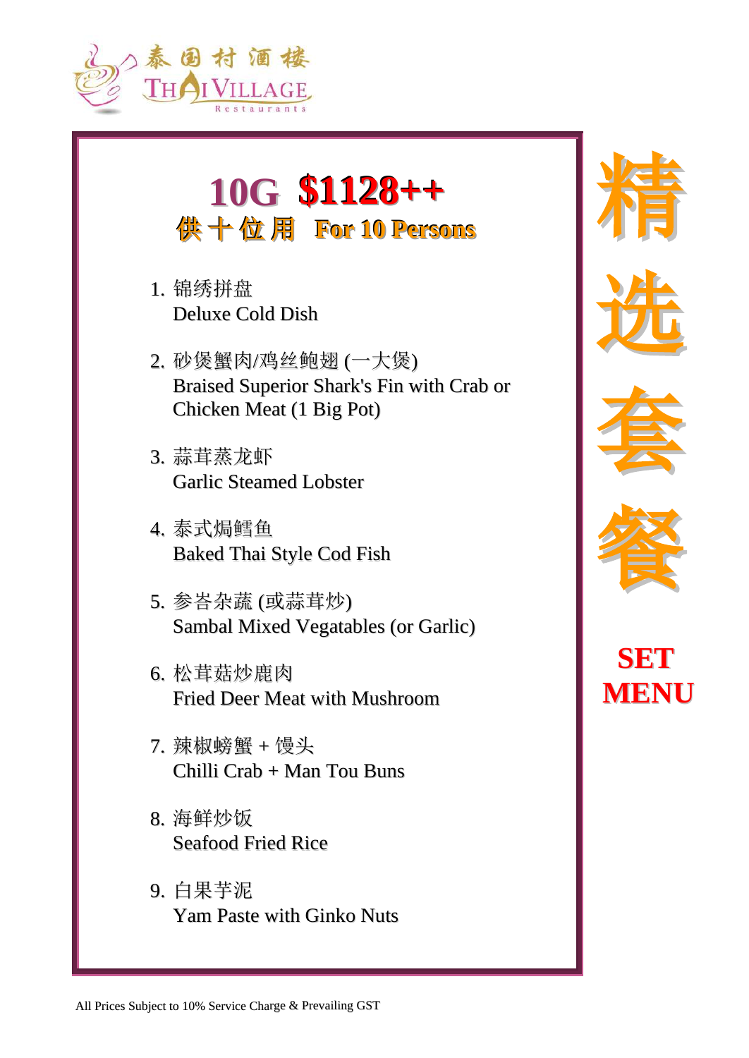泰国村酒楼
THAI VILLAGE
Restaurants

# 10G $1128++

## 供十位用 For 10 Persons

1. 锦绣拼盘
   Deluxe Cold Dish

2. 砂煲蟹肉/鸡丝鲍翅 (一大煲)
   Braised Superior Shark's Fin with Crab or Chicken Meat (1 Big Pot)

3. 蒜茸蒸龙虾
   Garlic Steamed Lobster

4. 泰式焗鳕鱼
   Baked Thai Style Cod Fish

5. 参峇杂蔬 (或蒜茸炒)
   Sambal Mixed Vegatables (or Garlic)

6. 松茸菇炒鹿肉
   Fried Deer Meat with Mushroom

7. 辣椒螃蟹 + 馒头
   Chilli Crab + Man Tou Buns

8. 海鲜炒饭
   Seafood Fried Rice

9. 白果芋泥
   Yam Paste with Ginko Nuts

**精选套餐**

**SET MENU**

All Prices Subject to 10% Service Charge & Prevailing GST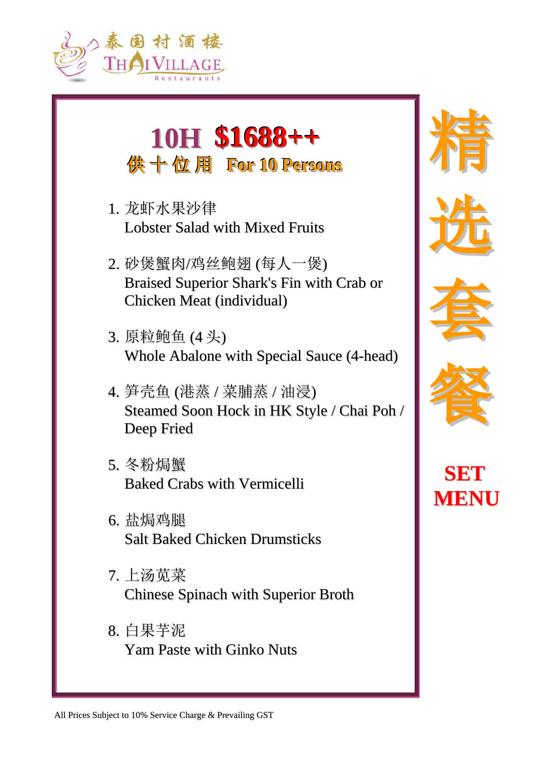泰国村酒楼
THAI VILLAGE
Restaurants

# 10H $1688++

## 供十位用 For 10 Persons

1. 龙虾水果沙律
   Lobster Salad with Mixed Fruits

2. 砂煲蟹肉/鸡丝鲍翅 (每人一煲)
   Braised Superior Shark's Fin with Crab or Chicken Meat (individual)

3. 原粒鲍鱼 (4 头)
   Whole Abalone with Special Sauce (4-head)

4. 笋壳鱼 (港蒸 / 菜脯蒸 / 油浸)
   Steamed Soon Hock in HK Style / Chai Poh / Deep Fried

5. 冬粉焗蟹
   Baked Crabs with Vermicelli

6. 盐焗鸡腿
   Salt Baked Chicken Drumsticks

7. 上汤苋菜
   Chinese Spinach with Superior Broth

8. 白果芋泥
   Yam Paste with Ginko Nuts

精选套餐

**SET MENU**

All Prices Subject to 10% Service Charge & Prevailing GST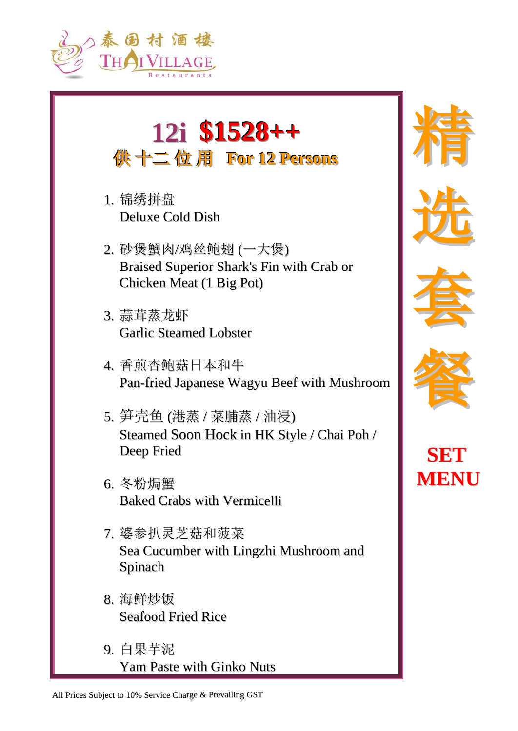泰国村酒楼
THAI VILLAGE
Restaurants

# 12i $1528++

## 供十二位用 For 12 Persons

1. 锦绣拼盘
   Deluxe Cold Dish

2. 砂煲蟹肉/鸡丝鲍翅 (一大煲)
   Braised Superior Shark's Fin with Crab or Chicken Meat (1 Big Pot)

3. 蒜茸蒸龙虾
   Garlic Steamed Lobster

4. 香煎杏鲍菇日本和牛
   Pan-fried Japanese Wagyu Beef with Mushroom

5. 笋壳鱼 (港蒸 / 菜脯蒸 / 油浸)
   Steamed Soon Hock in HK Style / Chai Poh / Deep Fried

6. 冬粉焗蟹
   Baked Crabs with Vermicelli

7. 婆参扒灵芝菇和菠菜
   Sea Cucumber with Lingzhi Mushroom and Spinach

8. 海鲜炒饭
   Seafood Fried Rice

9. 白果芋泥
   Yam Paste with Ginko Nuts

精选套餐

**SET MENU**

All Prices Subject to 10% Service Charge & Prevailing GST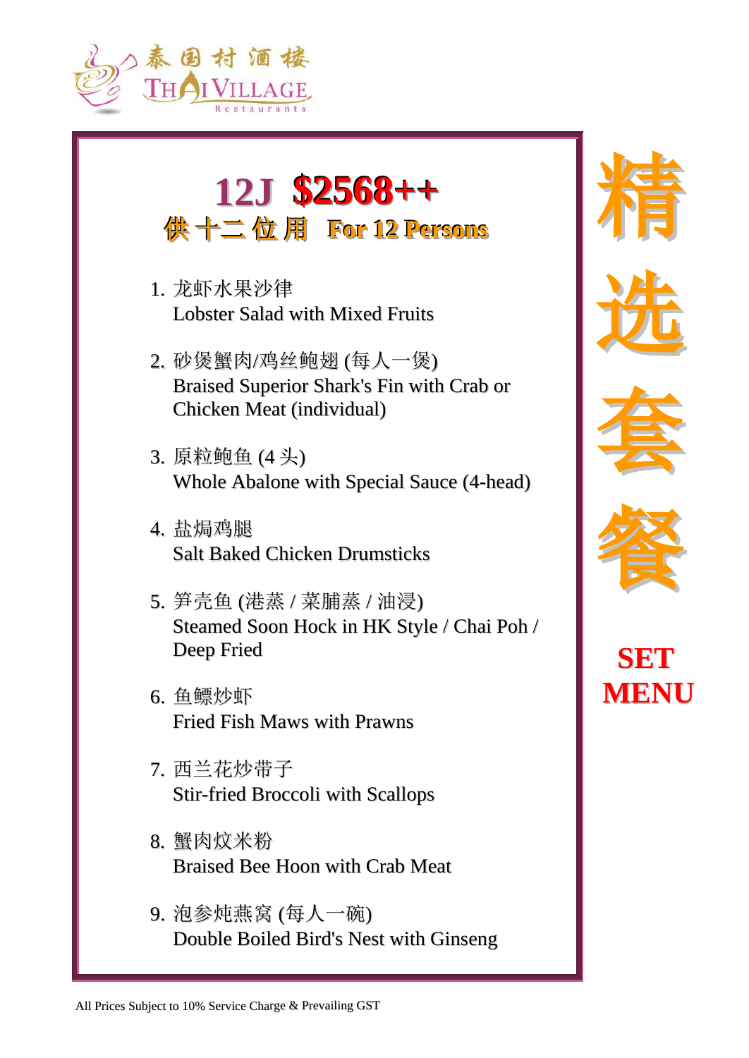泰国村酒楼
THAI VILLAGE
Restaurants

# 12J $2568++

## 供十二位用 For 12 Persons

1. 龙虾水果沙律
   Lobster Salad with Mixed Fruits

2. 砂煲蟹肉/鸡丝鲍翅 (每人一煲)
   Braised Superior Shark's Fin with Crab or Chicken Meat (individual)

3. 原粒鲍鱼 (4 头)
   Whole Abalone with Special Sauce (4-head)

4. 盐焗鸡腿
   Salt Baked Chicken Drumsticks

5. 笋壳鱼 (港蒸 / 菜脯蒸 / 油浸)
   Steamed Soon Hock in HK Style / Chai Poh / Deep Fried

6. 鱼鳔炒虾
   Fried Fish Maws with Prawns

7. 西兰花炒带子
   Stir-fried Broccoli with Scallops

8. 蟹肉炆米粉
   Braised Bee Hoon with Crab Meat

9. 泡参炖燕窝 (每人一碗)
   Double Boiled Bird's Nest with Ginseng

# 精选套餐

# SET MENU

All Prices Subject to 10% Service Charge & Prevailing GST